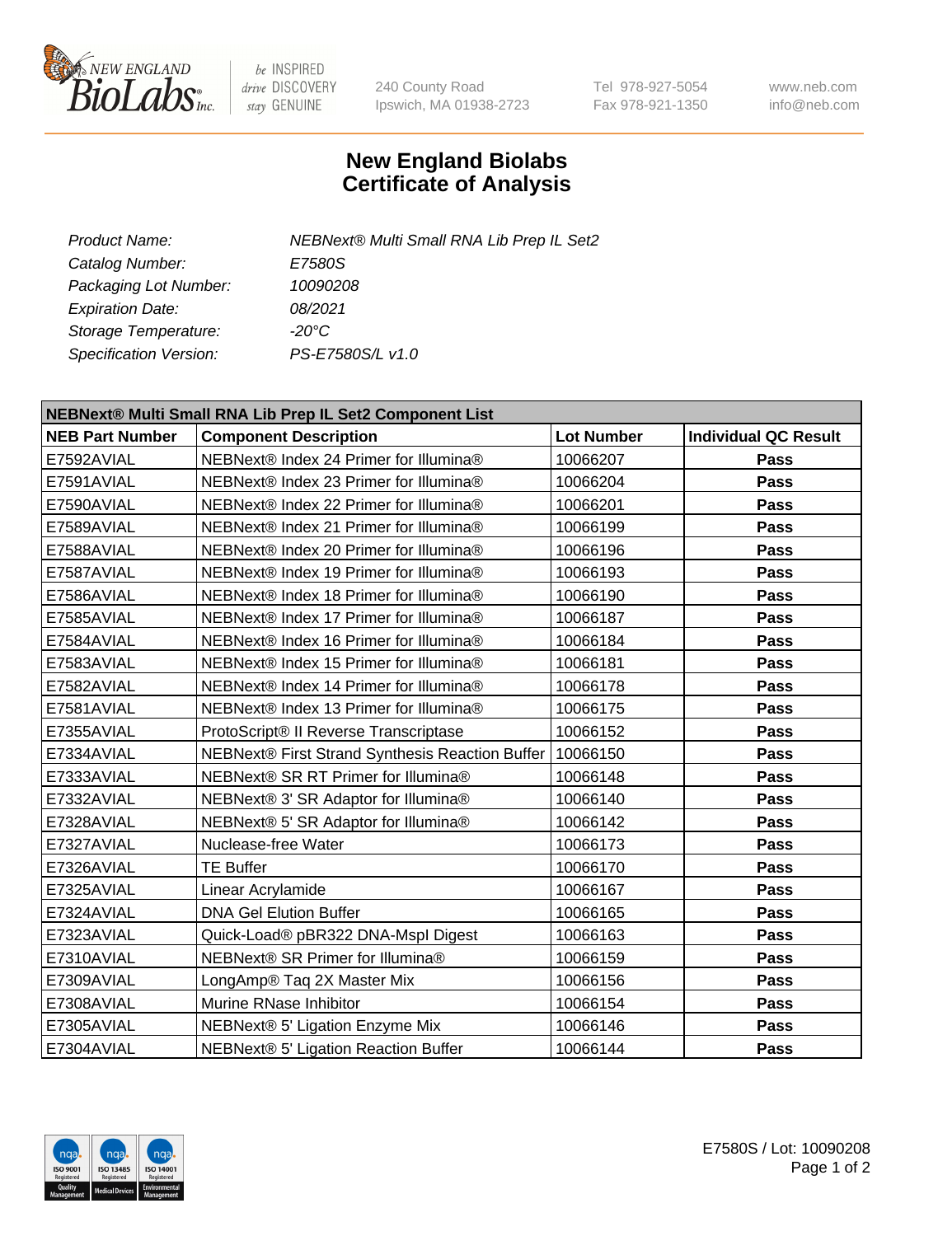# New England Biolabs Certificate of Analysis

| | |
|---|---|
| *Product Name:* | *NEBNext® Multi Small RNA Lib Prep IL Set2* |
| *Catalog Number:* | *E7580S* |
| *Packaging Lot Number:* | *10090208* |
| *Expiration Date:* | *08/2021* |
| *Storage Temperature:* | *-20°C* |
| *Specification Version:* | *PS-E7580S/L v1.0* |

**NEBNext® Multi Small RNA Lib Prep IL Set2 Component List**

| NEB Part Number | Component Description | Lot Number | Individual QC Result |
|---|---|---|---|
| E7592AVIAL | NEBNext® Index 24 Primer for Illumina® | 10066207 | **Pass** |
| E7591AVIAL | NEBNext® Index 23 Primer for Illumina® | 10066204 | **Pass** |
| E7590AVIAL | NEBNext® Index 22 Primer for Illumina® | 10066201 | **Pass** |
| E7589AVIAL | NEBNext® Index 21 Primer for Illumina® | 10066199 | **Pass** |
| E7588AVIAL | NEBNext® Index 20 Primer for Illumina® | 10066196 | **Pass** |
| E7587AVIAL | NEBNext® Index 19 Primer for Illumina® | 10066193 | **Pass** |
| E7586AVIAL | NEBNext® Index 18 Primer for Illumina® | 10066190 | **Pass** |
| E7585AVIAL | NEBNext® Index 17 Primer for Illumina® | 10066187 | **Pass** |
| E7584AVIAL | NEBNext® Index 16 Primer for Illumina® | 10066184 | **Pass** |
| E7583AVIAL | NEBNext® Index 15 Primer for Illumina® | 10066181 | **Pass** |
| E7582AVIAL | NEBNext® Index 14 Primer for Illumina® | 10066178 | **Pass** |
| E7581AVIAL | NEBNext® Index 13 Primer for Illumina® | 10066175 | **Pass** |
| E7355AVIAL | ProtoScript® II Reverse Transcriptase | 10066152 | **Pass** |
| E7334AVIAL | NEBNext® First Strand Synthesis Reaction Buffer | 10066150 | **Pass** |
| E7333AVIAL | NEBNext® SR RT Primer for Illumina® | 10066148 | **Pass** |
| E7332AVIAL | NEBNext® 3' SR Adaptor for Illumina® | 10066140 | **Pass** |
| E7328AVIAL | NEBNext® 5' SR Adaptor for Illumina® | 10066142 | **Pass** |
| E7327AVIAL | Nuclease-free Water | 10066173 | **Pass** |
| E7326AVIAL | TE Buffer | 10066170 | **Pass** |
| E7325AVIAL | Linear Acrylamide | 10066167 | **Pass** |
| E7324AVIAL | DNA Gel Elution Buffer | 10066165 | **Pass** |
| E7323AVIAL | Quick-Load® pBR322 DNA-MspI Digest | 10066163 | **Pass** |
| E7310AVIAL | NEBNext® SR Primer for Illumina® | 10066159 | **Pass** |
| E7309AVIAL | LongAmp® Taq 2X Master Mix | 10066156 | **Pass** |
| E7308AVIAL | Murine RNase Inhibitor | 10066154 | **Pass** |
| E7305AVIAL | NEBNext® 5' Ligation Enzyme Mix | 10066146 | **Pass** |
| E7304AVIAL | NEBNext® 5' Ligation Reaction Buffer | 10066144 | **Pass** |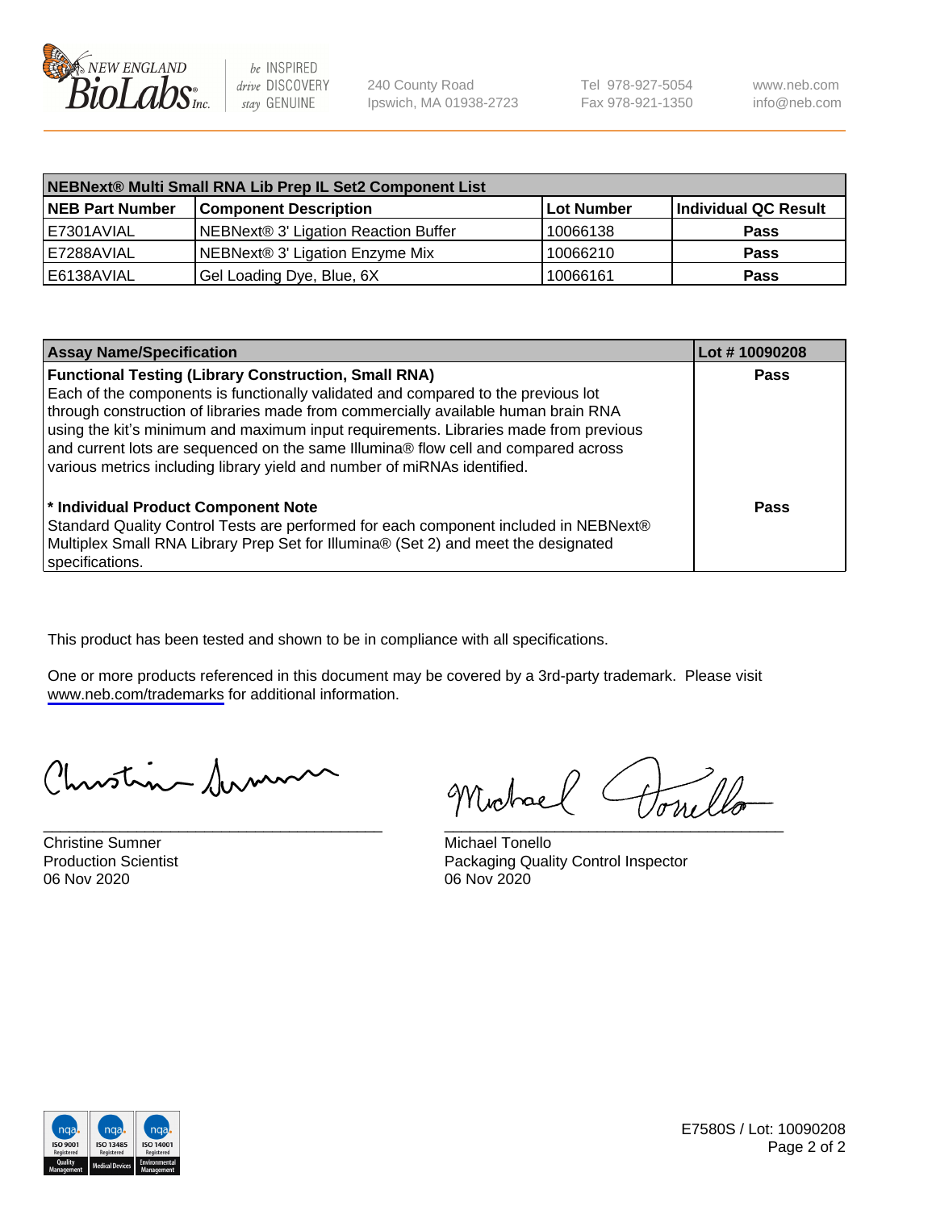| NEBNext® Multi Small RNA Lib Prep IL Set2 Component List | | | |
|---|---|---|---|
| **NEB Part Number** | **Component Description** | **Lot Number** | **Individual QC Result** |
| E7301AVIAL | NEBNext® 3' Ligation Reaction Buffer | 10066138 | **Pass** |
| E7288AVIAL | NEBNext® 3' Ligation Enzyme Mix | 10066210 | **Pass** |
| E6138AVIAL | Gel Loading Dye, Blue, 6X | 10066161 | **Pass** |

| Assay Name/Specification | Lot # 10090208 |
|---|---|
| **Functional Testing (Library Construction, Small RNA)** Each of the components is functionally validated and compared to the previous lot through construction of libraries made from commercially available human brain RNA using the kit's minimum and maximum input requirements. Libraries made from previous and current lots are sequenced on the same Illumina® flow cell and compared across various metrics including library yield and number of miRNAs identified. | **Pass** |
| **\* Individual Product Component Note** Standard Quality Control Tests are performed for each component included in NEBNext® Multiplex Small RNA Library Prep Set for Illumina® (Set 2) and meet the designated specifications. | **Pass** |

This product has been tested and shown to be in compliance with all specifications.

One or more products referenced in this document may be covered by a 3rd-party trademark. Please visit www.neb.com/trademarks for additional information.

Christine Sumner
Production Scientist
06 Nov 2020

Michael Tonello
Packaging Quality Control Inspector
06 Nov 2020

E7580S / Lot: 10090208